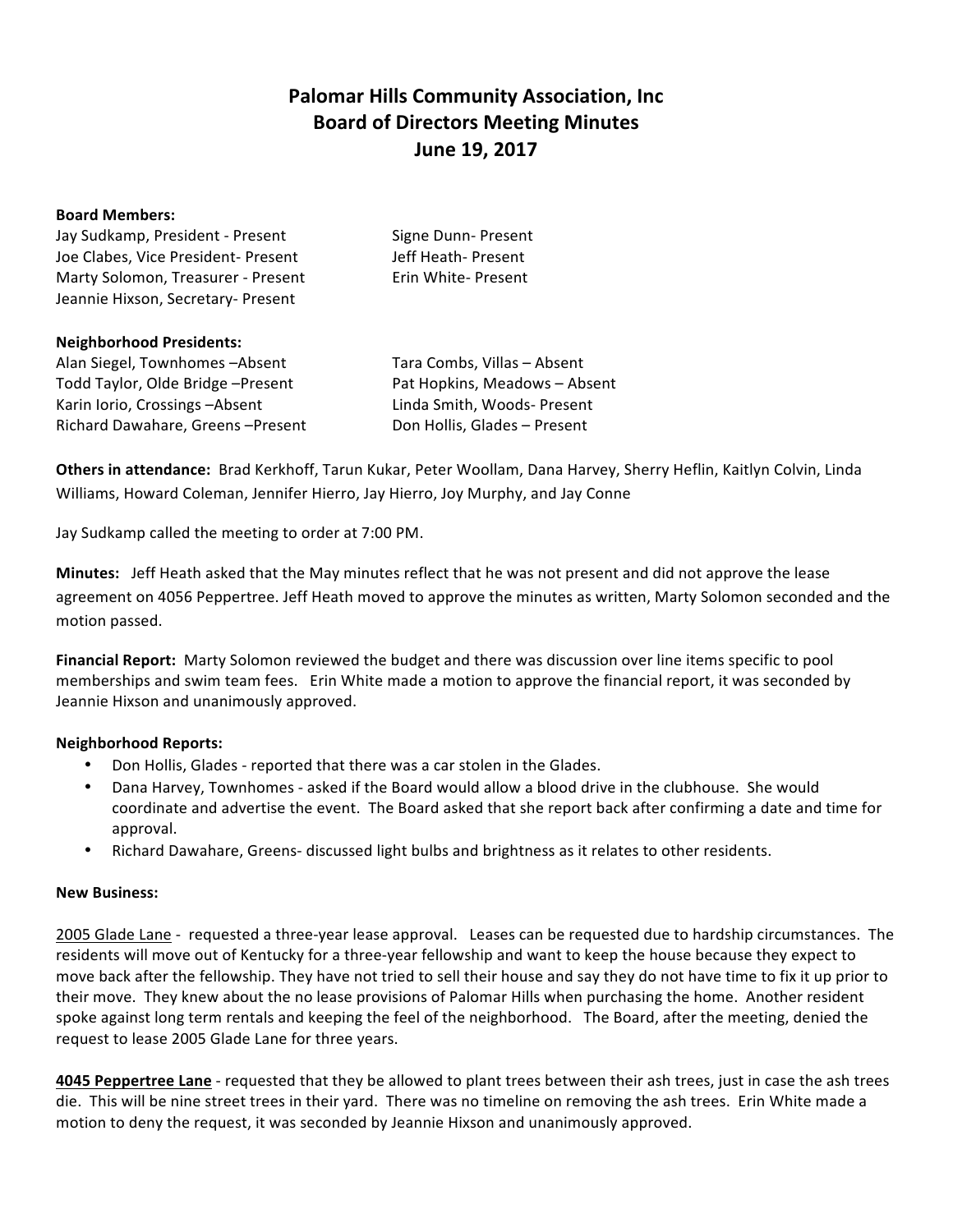# Palomar Hills Community Association, Inc
# Board of Directors Meeting Minutes
# June 19, 2017

**Board Members:**

Jay Sudkamp, President - Present
Joe Clabes, Vice President- Present
Marty Solomon, Treasurer - Present
Jeannie Hixson, Secretary- Present
Signe Dunn- Present
Jeff Heath- Present
Erin White- Present

**Neighborhood Presidents:**

Alan Siegel, Townhomes –Absent
Todd Taylor, Olde Bridge –Present
Karin Iorio, Crossings –Absent
Richard Dawahare, Greens –Present
Tara Combs, Villas – Absent
Pat Hopkins, Meadows – Absent
Linda Smith, Woods- Present
Don Hollis, Glades – Present

**Others in attendance:** Brad Kerkhoff, Tarun Kukar, Peter Woollam, Dana Harvey, Sherry Heflin, Kaitlyn Colvin, Linda Williams, Howard Coleman, Jennifer Hierro, Jay Hierro, Joy Murphy, and Jay Conne

Jay Sudkamp called the meeting to order at 7:00 PM.

**Minutes:** Jeff Heath asked that the May minutes reflect that he was not present and did not approve the lease agreement on 4056 Peppertree. Jeff Heath moved to approve the minutes as written, Marty Solomon seconded and the motion passed.

**Financial Report:** Marty Solomon reviewed the budget and there was discussion over line items specific to pool memberships and swim team fees. Erin White made a motion to approve the financial report, it was seconded by Jeannie Hixson and unanimously approved.

**Neighborhood Reports:**

- Don Hollis, Glades - reported that there was a car stolen in the Glades.
- Dana Harvey, Townhomes - asked if the Board would allow a blood drive in the clubhouse. She would coordinate and advertise the event. The Board asked that she report back after confirming a date and time for approval.
- Richard Dawahare, Greens- discussed light bulbs and brightness as it relates to other residents.

**New Business:**

2005 Glade Lane - requested a three-year lease approval. Leases can be requested due to hardship circumstances. The residents will move out of Kentucky for a three-year fellowship and want to keep the house because they expect to move back after the fellowship. They have not tried to sell their house and say they do not have time to fix it up prior to their move. They knew about the no lease provisions of Palomar Hills when purchasing the home. Another resident spoke against long term rentals and keeping the feel of the neighborhood. The Board, after the meeting, denied the request to lease 2005 Glade Lane for three years.

**4045 Peppertree Lane** - requested that they be allowed to plant trees between their ash trees, just in case the ash trees die. This will be nine street trees in their yard. There was no timeline on removing the ash trees. Erin White made a motion to deny the request, it was seconded by Jeannie Hixson and unanimously approved.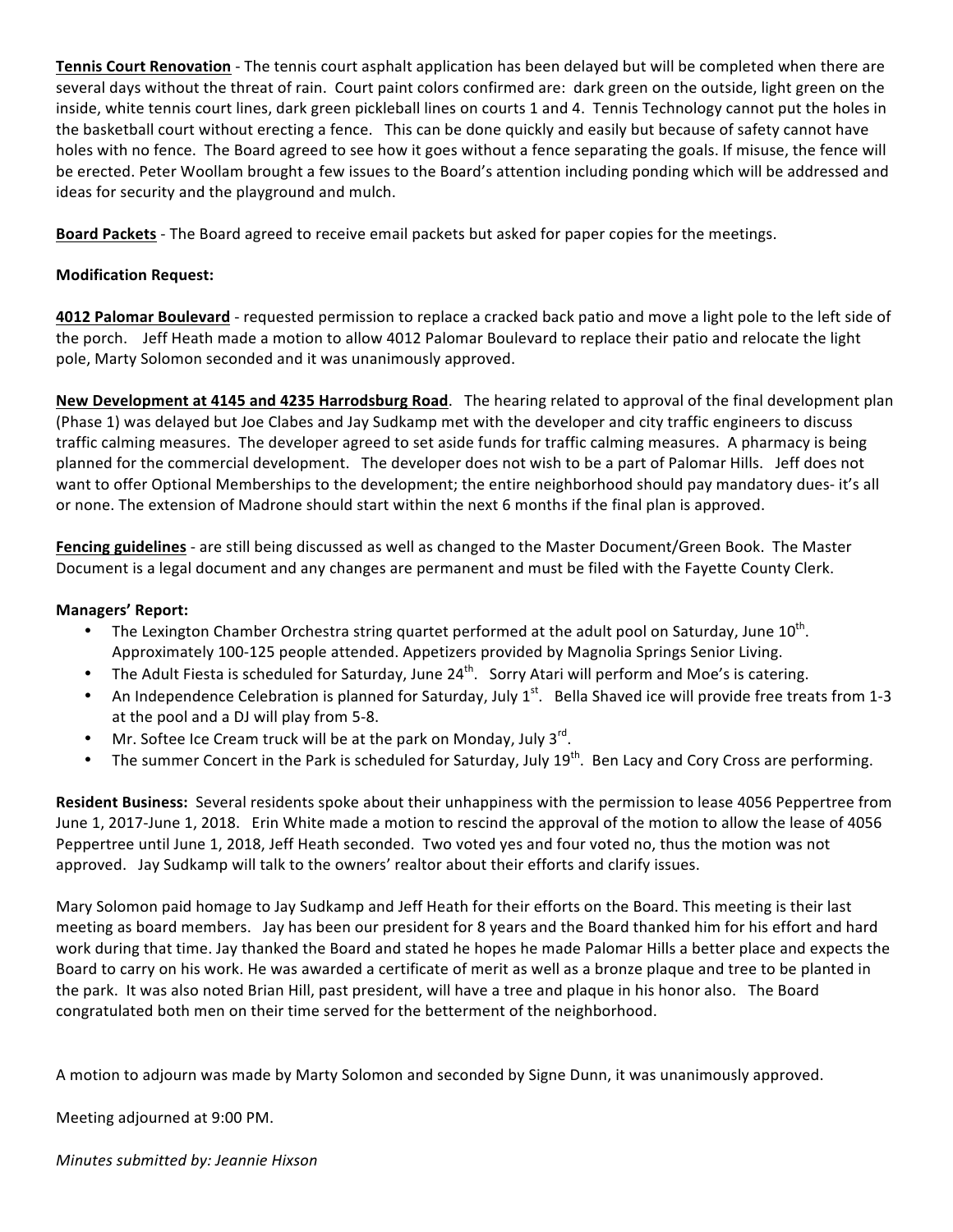**Tennis Court Renovation** - The tennis court asphalt application has been delayed but will be completed when there are several days without the threat of rain. Court paint colors confirmed are: dark green on the outside, light green on the inside, white tennis court lines, dark green pickleball lines on courts 1 and 4. Tennis Technology cannot put the holes in the basketball court without erecting a fence. This can be done quickly and easily but because of safety cannot have holes with no fence. The Board agreed to see how it goes without a fence separating the goals. If misuse, the fence will be erected. Peter Woollam brought a few issues to the Board's attention including ponding which will be addressed and ideas for security and the playground and mulch.

**Board Packets** - The Board agreed to receive email packets but asked for paper copies for the meetings.

**Modification Request:**

**4012 Palomar Boulevard** - requested permission to replace a cracked back patio and move a light pole to the left side of the porch. Jeff Heath made a motion to allow 4012 Palomar Boulevard to replace their patio and relocate the light pole, Marty Solomon seconded and it was unanimously approved.

**New Development at 4145 and 4235 Harrodsburg Road**. The hearing related to approval of the final development plan (Phase 1) was delayed but Joe Clabes and Jay Sudkamp met with the developer and city traffic engineers to discuss traffic calming measures. The developer agreed to set aside funds for traffic calming measures. A pharmacy is being planned for the commercial development. The developer does not wish to be a part of Palomar Hills. Jeff does not want to offer Optional Memberships to the development; the entire neighborhood should pay mandatory dues- it's all or none. The extension of Madrone should start within the next 6 months if the final plan is approved.

**Fencing guidelines** - are still being discussed as well as changed to the Master Document/Green Book. The Master Document is a legal document and any changes are permanent and must be filed with the Fayette County Clerk.

**Managers' Report:**

- The Lexington Chamber Orchestra string quartet performed at the adult pool on Saturday, June 10th. Approximately 100-125 people attended. Appetizers provided by Magnolia Springs Senior Living.
- The Adult Fiesta is scheduled for Saturday, June 24th. Sorry Atari will perform and Moe's is catering.
- An Independence Celebration is planned for Saturday, July 1st. Bella Shaved ice will provide free treats from 1-3 at the pool and a DJ will play from 5-8.
- Mr. Softee Ice Cream truck will be at the park on Monday, July 3rd.
- The summer Concert in the Park is scheduled for Saturday, July 19th. Ben Lacy and Cory Cross are performing.

**Resident Business:** Several residents spoke about their unhappiness with the permission to lease 4056 Peppertree from June 1, 2017-June 1, 2018. Erin White made a motion to rescind the approval of the motion to allow the lease of 4056 Peppertree until June 1, 2018, Jeff Heath seconded. Two voted yes and four voted no, thus the motion was not approved. Jay Sudkamp will talk to the owners' realtor about their efforts and clarify issues.

Mary Solomon paid homage to Jay Sudkamp and Jeff Heath for their efforts on the Board. This meeting is their last meeting as board members. Jay has been our president for 8 years and the Board thanked him for his effort and hard work during that time. Jay thanked the Board and stated he hopes he made Palomar Hills a better place and expects the Board to carry on his work. He was awarded a certificate of merit as well as a bronze plaque and tree to be planted in the park. It was also noted Brian Hill, past president, will have a tree and plaque in his honor also. The Board congratulated both men on their time served for the betterment of the neighborhood.

A motion to adjourn was made by Marty Solomon and seconded by Signe Dunn, it was unanimously approved.

Meeting adjourned at 9:00 PM.

*Minutes submitted by: Jeannie Hixson*